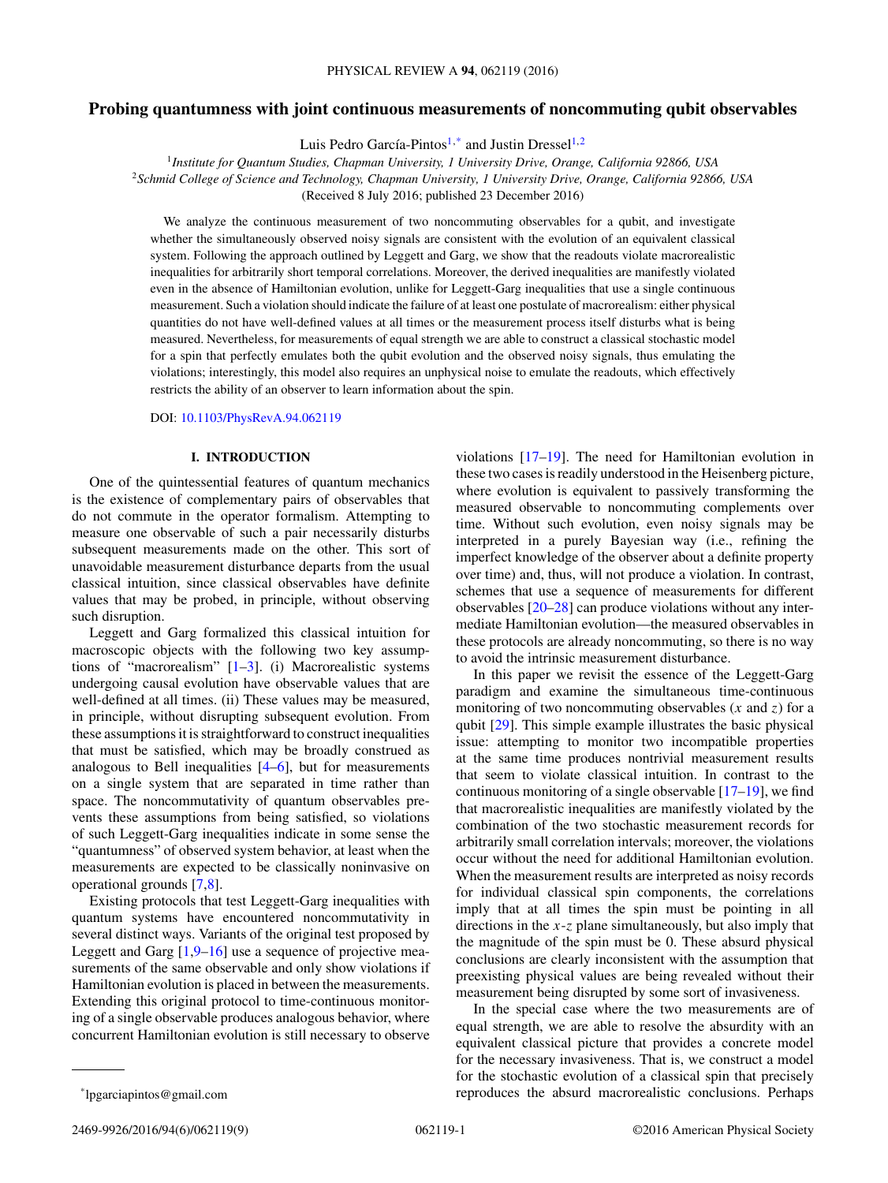# Probing quantumness with joint continuous measurements of noncommuting qubit observables

Luis Pedro García-Pintos[1,*] and Justin Dressel[1,2]

[1]*Institute for Quantum Studies, Chapman University, 1 University Drive, Orange, California 92866, USA*
[2]*Schmid College of Science and Technology, Chapman University, 1 University Drive, Orange, California 92866, USA*
(Received 8 July 2016; published 23 December 2016)

We analyze the continuous measurement of two noncommuting observables for a qubit, and investigate whether the simultaneously observed noisy signals are consistent with the evolution of an equivalent classical system. Following the approach outlined by Leggett and Garg, we show that the readouts violate macrorealistic inequalities for arbitrarily short temporal correlations. Moreover, the derived inequalities are manifestly violated even in the absence of Hamiltonian evolution, unlike for Leggett-Garg inequalities that use a single continuous measurement. Such a violation should indicate the failure of at least one postulate of macrorealism: either physical quantities do not have well-defined values at all times or the measurement process itself disturbs what is being measured. Nevertheless, for measurements of equal strength we are able to construct a classical stochastic model for a spin that perfectly emulates both the qubit evolution and the observed noisy signals, thus emulating the violations; interestingly, this model also requires an unphysical noise to emulate the readouts, which effectively restricts the ability of an observer to learn information about the spin.

DOI: 10.1103/PhysRevA.94.062119

## I. INTRODUCTION

One of the quintessential features of quantum mechanics is the existence of complementary pairs of observables that do not commute in the operator formalism. Attempting to measure one observable of such a pair necessarily disturbs subsequent measurements made on the other. This sort of unavoidable measurement disturbance departs from the usual classical intuition, since classical observables have definite values that may be probed, in principle, without observing such disruption.

Leggett and Garg formalized this classical intuition for macroscopic objects with the following two key assumptions of "macrorealism" [1–3]. (i) Macrorealistic systems undergoing causal evolution have observable values that are well-defined at all times. (ii) These values may be measured, in principle, without disrupting subsequent evolution. From these assumptions it is straightforward to construct inequalities that must be satisfied, which may be broadly construed as analogous to Bell inequalities [4–6], but for measurements on a single system that are separated in time rather than space. The noncommutativity of quantum observables prevents these assumptions from being satisfied, so violations of such Leggett-Garg inequalities indicate in some sense the "quantumness" of observed system behavior, at least when the measurements are expected to be classically noninvasive on operational grounds [7,8].

Existing protocols that test Leggett-Garg inequalities with quantum systems have encountered noncommutativity in several distinct ways. Variants of the original test proposed by Leggett and Garg [1,9–16] use a sequence of projective measurements of the same observable and only show violations if Hamiltonian evolution is placed in between the measurements. Extending this original protocol to time-continuous monitoring of a single observable produces analogous behavior, where concurrent Hamiltonian evolution is still necessary to observe violations [17–19]. The need for Hamiltonian evolution in these two cases is readily understood in the Heisenberg picture, where evolution is equivalent to passively transforming the measured observable to noncommuting complements over time. Without such evolution, even noisy signals may be interpreted in a purely Bayesian way (i.e., refining the imperfect knowledge of the observer about a definite property over time) and, thus, will not produce a violation. In contrast, schemes that use a sequence of measurements for different observables [20–28] can produce violations without any intermediate Hamiltonian evolution—the measured observables in these protocols are already noncommuting, so there is no way to avoid the intrinsic measurement disturbance.

In this paper we revisit the essence of the Leggett-Garg paradigm and examine the simultaneous time-continuous monitoring of two noncommuting observables ($x$ and $z$) for a qubit [29]. This simple example illustrates the basic physical issue: attempting to monitor two incompatible properties at the same time produces nontrivial measurement results that seem to violate classical intuition. In contrast to the continuous monitoring of a single observable [17–19], we find that macrorealistic inequalities are manifestly violated by the combination of the two stochastic measurement records for arbitrarily small correlation intervals; moreover, the violations occur without the need for additional Hamiltonian evolution. When the measurement results are interpreted as noisy records for individual classical spin components, the correlations imply that at all times the spin must be pointing in all directions in the $x$-$z$ plane simultaneously, but also imply that the magnitude of the spin must be 0. These absurd physical conclusions are clearly inconsistent with the assumption that preexisting physical values are being revealed without their measurement being disrupted by some sort of invasiveness.

In the special case where the two measurements are of equal strength, we are able to resolve the absurdity with an equivalent classical picture that provides a concrete model for the necessary invasiveness. That is, we construct a model for the stochastic evolution of a classical spin that precisely reproduces the absurd macrorealistic conclusions. Perhaps

*lpgarciapintos@gmail.com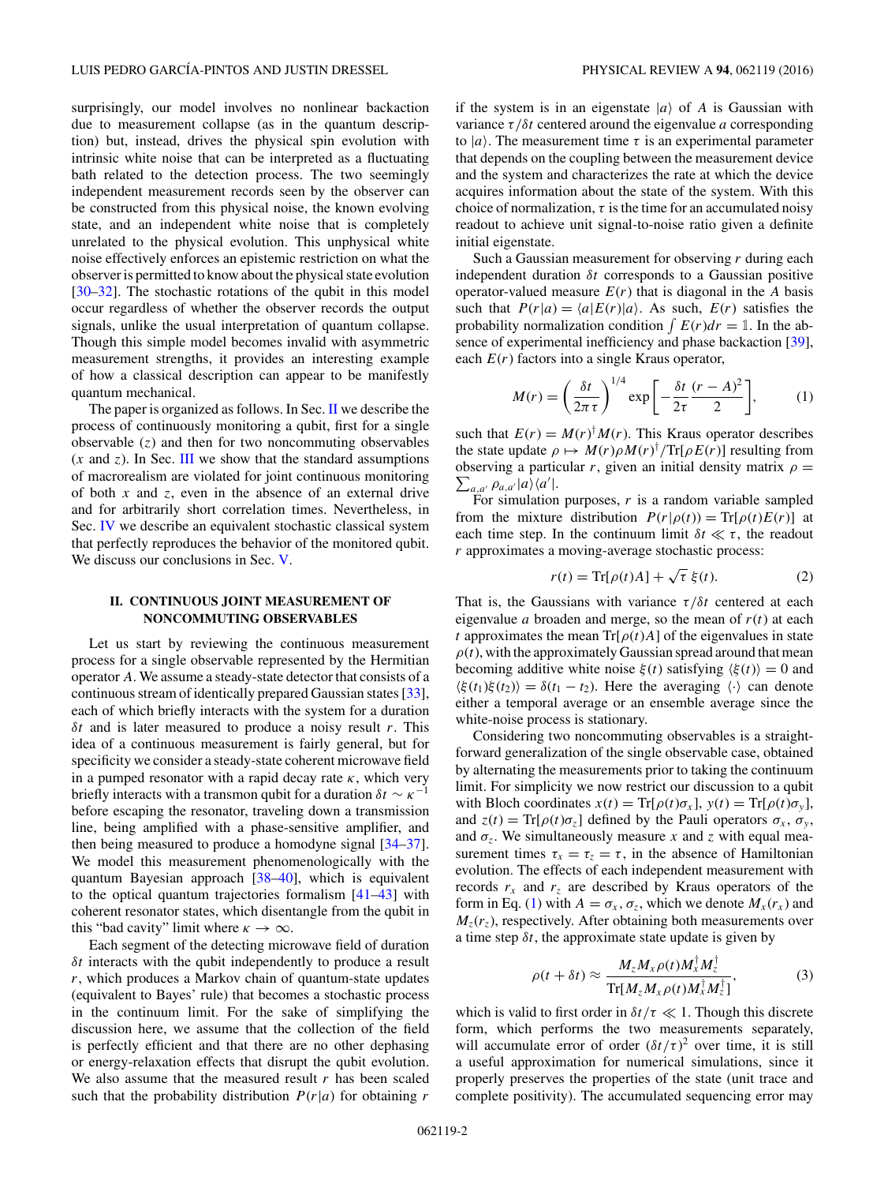surprisingly, our model involves no nonlinear backaction due to measurement collapse (as in the quantum description) but, instead, drives the physical spin evolution with intrinsic white noise that can be interpreted as a fluctuating bath related to the detection process. The two seemingly independent measurement records seen by the observer can be constructed from this physical noise, the known evolving state, and an independent white noise that is completely unrelated to the physical evolution. This unphysical white noise effectively enforces an epistemic restriction on what the observer is permitted to know about the physical state evolution [30–32]. The stochastic rotations of the qubit in this model occur regardless of whether the observer records the output signals, unlike the usual interpretation of quantum collapse. Though this simple model becomes invalid with asymmetric measurement strengths, it provides an interesting example of how a classical description can appear to be manifestly quantum mechanical.

The paper is organized as follows. In Sec. II we describe the process of continuously monitoring a qubit, first for a single observable ($z$) and then for two noncommuting observables ($x$ and $z$). In Sec. III we show that the standard assumptions of macrorealism are violated for joint continuous monitoring of both $x$ and $z$, even in the absence of an external drive and for arbitrarily short correlation times. Nevertheless, in Sec. IV we describe an equivalent stochastic classical system that perfectly reproduces the behavior of the monitored qubit. We discuss our conclusions in Sec. V.

## II. CONTINUOUS JOINT MEASUREMENT OF NONCOMMUTING OBSERVABLES

Let us start by reviewing the continuous measurement process for a single observable represented by the Hermitian operator $A$. We assume a steady-state detector that consists of a continuous stream of identically prepared Gaussian states [33], each of which briefly interacts with the system for a duration $\delta t$ and is later measured to produce a noisy result $r$. This idea of a continuous measurement is fairly general, but for specificity we consider a steady-state coherent microwave field in a pumped resonator with a rapid decay rate $\kappa$, which very briefly interacts with a transmon qubit for a duration $\delta t \sim \kappa^{-1}$ before escaping the resonator, traveling down a transmission line, being amplified with a phase-sensitive amplifier, and then being measured to produce a homodyne signal [34–37]. We model this measurement phenomenologically with the quantum Bayesian approach [38–40], which is equivalent to the optical quantum trajectories formalism [41–43] with coherent resonator states, which disentangle from the qubit in this "bad cavity" limit where $\kappa \to \infty$.

Each segment of the detecting microwave field of duration $\delta t$ interacts with the qubit independently to produce a result $r$, which produces a Markov chain of quantum-state updates (equivalent to Bayes' rule) that becomes a stochastic process in the continuum limit. For the sake of simplifying the discussion here, we assume that the collection of the field is perfectly efficient and that there are no other dephasing or energy-relaxation effects that disrupt the qubit evolution. We also assume that the measured result $r$ has been scaled such that the probability distribution $P(r|a)$ for obtaining $r$ if the system is in an eigenstate $|a\rangle$ of $A$ is Gaussian with variance $\tau/\delta t$ centered around the eigenvalue $a$ corresponding to $|a\rangle$. The measurement time $\tau$ is an experimental parameter that depends on the coupling between the measurement device and the system and characterizes the rate at which the device acquires information about the state of the system. With this choice of normalization, $\tau$ is the time for an accumulated noisy readout to achieve unit signal-to-noise ratio given a definite initial eigenstate.

Such a Gaussian measurement for observing $r$ during each independent duration $\delta t$ corresponds to a Gaussian positive operator-valued measure $E(r)$ that is diagonal in the $A$ basis such that $P(r|a) = \langle a|E(r)|a\rangle$. As such, $E(r)$ satisfies the probability normalization condition $\int E(r)dr = \mathbb{1}$. In the absence of experimental inefficiency and phase backaction [39], each $E(r)$ factors into a single Kraus operator,

$$M(r) = \left(\frac{\delta t}{2\pi\tau}\right)^{1/4} \exp\left[-\frac{\delta t}{2\tau}\frac{(r-A)^2}{2}\right], \tag{1}$$

such that $E(r) = M(r)^\dagger M(r)$. This Kraus operator describes the state update $\rho \mapsto M(r)\rho M(r)^\dagger/\mathrm{Tr}[\rho E(r)]$ resulting from observing a particular $r$, given an initial density matrix $\rho = \sum_{a,a'} \rho_{a,a'}|a\rangle\langle a'|$.

For simulation purposes, $r$ is a random variable sampled from the mixture distribution $P(r|\rho(t)) = \mathrm{Tr}[\rho(t)E(r)]$ at each time step. In the continuum limit $\delta t \ll \tau$, the readout $r$ approximates a moving-average stochastic process:

$$r(t) = \mathrm{Tr}[\rho(t)A] + \sqrt{\tau}\,\xi(t). \tag{2}$$

That is, the Gaussians with variance $\tau/\delta t$ centered at each eigenvalue $a$ broaden and merge, so the mean of $r(t)$ at each $t$ approximates the mean $\mathrm{Tr}[\rho(t)A]$ of the eigenvalues in state $\rho(t)$, with the approximately Gaussian spread around that mean becoming additive white noise $\xi(t)$ satisfying $\langle\xi(t)\rangle = 0$ and $\langle\xi(t_1)\xi(t_2)\rangle = \delta(t_1 - t_2)$. Here the averaging $\langle\cdot\rangle$ can denote either a temporal average or an ensemble average since the white-noise process is stationary.

Considering two noncommuting observables is a straightforward generalization of the single observable case, obtained by alternating the measurements prior to taking the continuum limit. For simplicity we now restrict our discussion to a qubit with Bloch coordinates $x(t) = \mathrm{Tr}[\rho(t)\sigma_x]$, $y(t) = \mathrm{Tr}[\rho(t)\sigma_y]$, and $z(t) = \mathrm{Tr}[\rho(t)\sigma_z]$ defined by the Pauli operators $\sigma_x$, $\sigma_y$, and $\sigma_z$. We simultaneously measure $x$ and $z$ with equal measurement times $\tau_x = \tau_z = \tau$, in the absence of Hamiltonian evolution. The effects of each independent measurement with records $r_x$ and $r_z$ are described by Kraus operators of the form in Eq. (1) with $A = \sigma_x, \sigma_z$, which we denote $M_x(r_x)$ and $M_z(r_z)$, respectively. After obtaining both measurements over a time step $\delta t$, the approximate state update is given by

$$\rho(t+\delta t) \approx \frac{M_z M_x \rho(t) M_x^\dagger M_z^\dagger}{\mathrm{Tr}[M_z M_x \rho(t) M_x^\dagger M_z^\dagger]}, \tag{3}$$

which is valid to first order in $\delta t/\tau \ll 1$. Though this discrete form, which performs the two measurements separately, will accumulate error of order $(\delta t/\tau)^2$ over time, it is still a useful approximation for numerical simulations, since it properly preserves the properties of the state (unit trace and complete positivity). The accumulated sequencing error may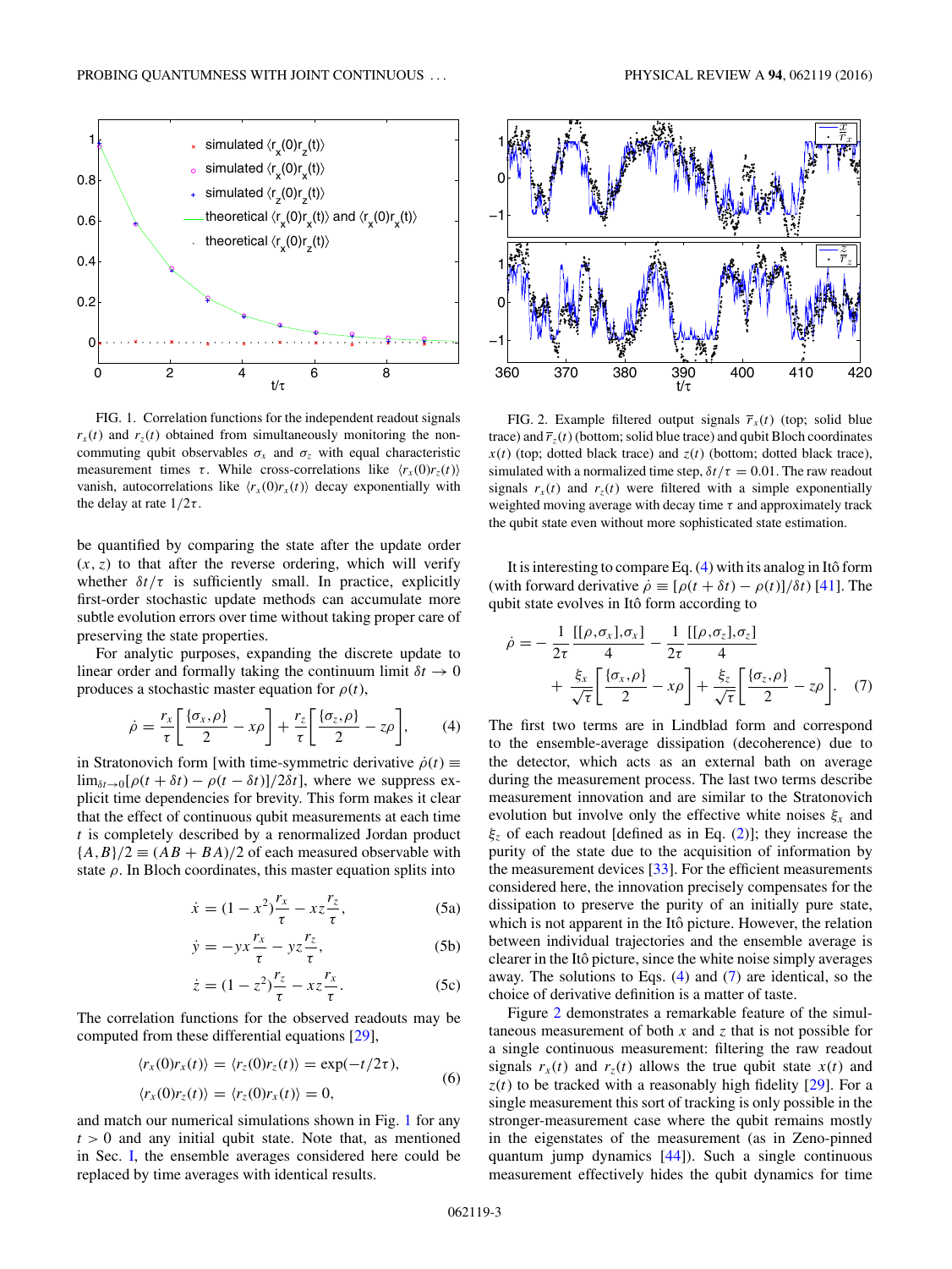FIG. 1. Correlation functions for the independent readout signals $r_x(t)$ and $r_z(t)$ obtained from simultaneously monitoring the noncommuting qubit observables $\sigma_x$ and $\sigma_z$ with equal characteristic measurement times $\tau$. While cross-correlations like $\langle r_x(0) r_z(t)\rangle$ vanish, autocorrelations like $\langle r_x(0) r_x(t)\rangle$ decay exponentially with the delay at rate $1/2\tau$.

FIG. 2. Example filtered output signals $\overline{r}_x(t)$ (top; solid blue trace) and $\overline{r}_z(t)$ (bottom; solid blue trace) and qubit Bloch coordinates $x(t)$ (top; dotted black trace) and $z(t)$ (bottom; dotted black trace), simulated with a normalized time step, $\delta t/\tau = 0.01$. The raw readout signals $r_x(t)$ and $r_z(t)$ were filtered with a simple exponentially weighted moving average with decay time $\tau$ and approximately track the qubit state even without more sophisticated state estimation.

be quantified by comparing the state after the update order $(x,z)$ to that after the reverse ordering, which will verify whether $\delta t/\tau$ is sufficiently small. In practice, explicitly first-order stochastic update methods can accumulate more subtle evolution errors over time without taking proper care of preserving the state properties.

For analytic purposes, expanding the discrete update to linear order and formally taking the continuum limit $\delta t \to 0$ produces a stochastic master equation for $\rho(t)$,

$$\dot{\rho} = \frac{r_x}{\tau}\left[\frac{\{\sigma_x,\rho\}}{2} - x\rho\right] + \frac{r_z}{\tau}\left[\frac{\{\sigma_z,\rho\}}{2} - z\rho\right], \tag{4}$$

in Stratonovich form [with time-symmetric derivative $\dot{\rho}(t) \equiv \lim_{\delta t\to 0}[\rho(t+\delta t) - \rho(t-\delta t)]/2\delta t$], where we suppress explicit time dependencies for brevity. This form makes it clear that the effect of continuous qubit measurements at each time $t$ is completely described by a renormalized Jordan product $\{A,B\}/2 \equiv (AB+BA)/2$ of each measured observable with state $\rho$. In Bloch coordinates, this master equation splits into

$$\dot{x} = (1-x^2)\frac{r_x}{\tau} - xz\frac{r_z}{\tau}, \tag{5a}$$

$$\dot{y} = -yx\frac{r_x}{\tau} - yz\frac{r_z}{\tau}, \tag{5b}$$

$$\dot{z} = (1-z^2)\frac{r_z}{\tau} - xz\frac{r_x}{\tau}. \tag{5c}$$

The correlation functions for the observed readouts may be computed from these differential equations [29],

$$\begin{aligned}\langle r_x(0) r_x(t)\rangle &= \langle r_z(0) r_z(t)\rangle = \exp(-t/2\tau),\\ \langle r_x(0) r_z(t)\rangle &= \langle r_z(0) r_x(t)\rangle = 0,\end{aligned} \tag{6}$$

and match our numerical simulations shown in Fig. 1 for any $t > 0$ and any initial qubit state. Note that, as mentioned in Sec. I, the ensemble averages considered here could be replaced by time averages with identical results.

It is interesting to compare Eq. (4) with its analog in Itô form (with forward derivative $\dot{\rho} \equiv [\rho(t+\delta t) - \rho(t)]/\delta t$) [41]. The qubit state evolves in Itô form according to

$$\begin{aligned}\dot{\rho} = &-\frac{1}{2\tau}\frac{[[\rho,\sigma_x],\sigma_x]}{4} - \frac{1}{2\tau}\frac{[[\rho,\sigma_z],\sigma_z]}{4}\\ &+ \frac{\xi_x}{\sqrt{\tau}}\left[\frac{\{\sigma_x,\rho\}}{2} - x\rho\right] + \frac{\xi_z}{\sqrt{\tau}}\left[\frac{\{\sigma_z,\rho\}}{2} - z\rho\right].\end{aligned} \tag{7}$$

The first two terms are in Lindblad form and correspond to the ensemble-average dissipation (decoherence) due to the detector, which acts as an external bath on average during the measurement process. The last two terms describe measurement innovation and are similar to the Stratonovich evolution but involve only the effective white noises $\xi_x$ and $\xi_z$ of each readout [defined as in Eq. (2)]; they increase the purity of the state due to the acquisition of information by the measurement devices [33]. For the efficient measurements considered here, the innovation precisely compensates for the dissipation to preserve the purity of an initially pure state, which is not apparent in the Itô picture. However, the relation between individual trajectories and the ensemble average is clearer in the Itô picture, since the white noise simply averages away. The solutions to Eqs. (4) and (7) are identical, so the choice of derivative definition is a matter of taste.

Figure 2 demonstrates a remarkable feature of the simultaneous measurement of both $x$ and $z$ that is not possible for a single continuous measurement: filtering the raw readout signals $r_x(t)$ and $r_z(t)$ allows the true qubit state $x(t)$ and $z(t)$ to be tracked with a reasonably high fidelity [29]. For a single measurement this sort of tracking is only possible in the stronger-measurement case where the qubit remains mostly in the eigenstates of the measurement (as in Zeno-pinned quantum jump dynamics [44]). Such a single continuous measurement effectively hides the qubit dynamics for time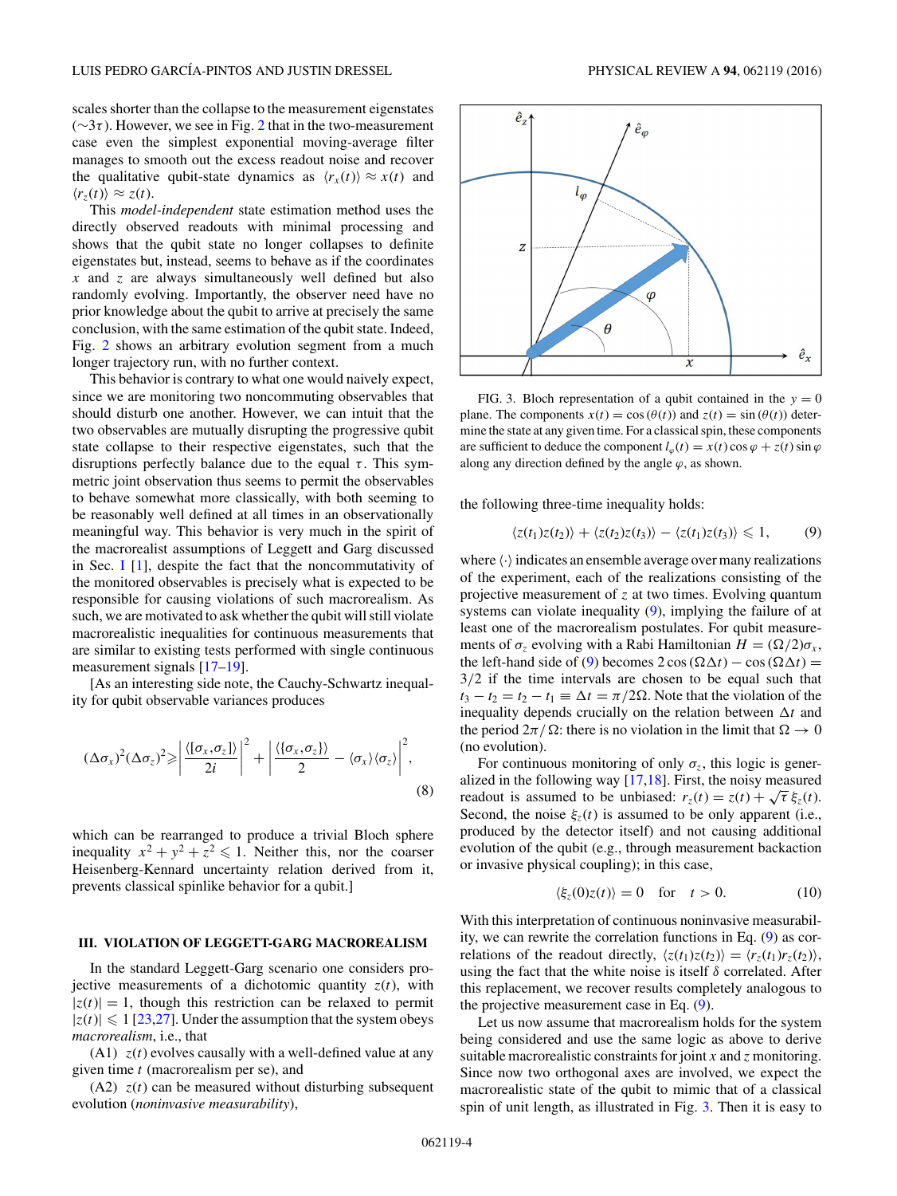scales shorter than the collapse to the measurement eigenstates ($\sim 3\tau$). However, we see in Fig. 2 that in the two-measurement case even the simplest exponential moving-average filter manages to smooth out the excess readout noise and recover the qualitative qubit-state dynamics as $\langle r_x(t)\rangle \approx x(t)$ and $\langle r_z(t)\rangle \approx z(t)$.

This *model-independent* state estimation method uses the directly observed readouts with minimal processing and shows that the qubit state no longer collapses to definite eigenstates but, instead, seems to behave as if the coordinates $x$ and $z$ are always simultaneously well defined but also randomly evolving. Importantly, the observer need have no prior knowledge about the qubit to arrive at precisely the same conclusion, with the same estimation of the qubit state. Indeed, Fig. 2 shows an arbitrary evolution segment from a much longer trajectory run, with no further context.

This behavior is contrary to what one would naively expect, since we are monitoring two noncommuting observables that should disturb one another. However, we can intuit that the two observables are mutually disrupting the progressive qubit state collapse to their respective eigenstates, such that the disruptions perfectly balance due to the equal $\tau$. This symmetric joint observation thus seems to permit the observables to behave somewhat more classically, with both seeming to be reasonably well defined at all times in an observationally meaningful way. This behavior is very much in the spirit of the macrorealist assumptions of Leggett and Garg discussed in Sec. I [1], despite the fact that the noncommutativity of the monitored observables is precisely what is expected to be responsible for causing violations of such macrorealism. As such, we are motivated to ask whether the qubit will still violate macrorealistic inequalities for continuous measurements that are similar to existing tests performed with single continuous measurement signals [17–19].

[As an interesting side note, the Cauchy-Schwartz inequality for qubit observable variances produces

$$(\Delta\sigma_x)^2(\Delta\sigma_z)^2 \geqslant \left|\frac{\langle[\sigma_x,\sigma_z]\rangle}{2i}\right|^2 + \left|\frac{\langle\{\sigma_x,\sigma_z\}\rangle}{2} - \langle\sigma_x\rangle\langle\sigma_z\rangle\right|^2, \tag{8}$$

which can be rearranged to produce a trivial Bloch sphere inequality $x^2+y^2+z^2 \leqslant 1$. Neither this, nor the coarser Heisenberg-Kennard uncertainty relation derived from it, prevents classical spinlike behavior for a qubit.]

### III. VIOLATION OF LEGGETT-GARG MACROREALISM

In the standard Leggett-Garg scenario one considers projective measurements of a dichotomic quantity $z(t)$, with $|z(t)| = 1$, though this restriction can be relaxed to permit $|z(t)| \leqslant 1$ [23,27]. Under the assumption that the system obeys *macrorealism*, i.e., that

(A1) $z(t)$ evolves causally with a well-defined value at any given time $t$ (macrorealism per se), and

(A2) $z(t)$ can be measured without disturbing subsequent evolution (*noninvasive measurability*),

FIG. 3. Bloch representation of a qubit contained in the $y = 0$ plane. The components $x(t) = \cos(\theta(t))$ and $z(t) = \sin(\theta(t))$ determine the state at any given time. For a classical spin, these components are sufficient to deduce the component $l_\varphi(t) = x(t)\cos\varphi + z(t)\sin\varphi$ along any direction defined by the angle $\varphi$, as shown.

the following three-time inequality holds:

$$\langle z(t_1)z(t_2)\rangle + \langle z(t_2)z(t_3)\rangle - \langle z(t_1)z(t_3)\rangle \leqslant 1, \tag{9}$$

where $\langle\cdot\rangle$ indicates an ensemble average over many realizations of the experiment, each of the realizations consisting of the projective measurement of $z$ at two times. Evolving quantum systems can violate inequality (9), implying the failure of at least one of the macrorealism postulates. For qubit measurements of $\sigma_z$ evolving with a Rabi Hamiltonian $H = (\Omega/2)\sigma_x$, the left-hand side of (9) becomes $2\cos(\Omega\Delta t) - \cos(\Omega\Delta t) = 3/2$ if the time intervals are chosen to be equal such that $t_3 - t_2 = t_2 - t_1 \equiv \Delta t = \pi/2\Omega$. Note that the violation of the inequality depends crucially on the relation between $\Delta t$ and the period $2\pi/\Omega$: there is no violation in the limit that $\Omega \to 0$ (no evolution).

For continuous monitoring of only $\sigma_z$, this logic is generalized in the following way [17,18]. First, the noisy measured readout is assumed to be unbiased: $r_z(t) = z(t) + \sqrt{\tau}\,\xi_z(t)$. Second, the noise $\xi_z(t)$ is assumed to be only apparent (i.e., produced by the detector itself) and not causing additional evolution of the qubit (e.g., through measurement backaction or invasive physical coupling); in this case,

$$\langle\xi_z(0)z(t)\rangle = 0 \quad \text{for} \quad t > 0. \tag{10}$$

With this interpretation of continuous noninvasive measurability, we can rewrite the correlation functions in Eq. (9) as correlations of the readout directly, $\langle z(t_1)z(t_2)\rangle = \langle r_z(t_1)r_z(t_2)\rangle$, using the fact that the white noise is itself $\delta$ correlated. After this replacement, we recover results completely analogous to the projective measurement case in Eq. (9).

Let us now assume that macrorealism holds for the system being considered and use the same logic as above to derive suitable macrorealistic constraints for joint $x$ and $z$ monitoring. Since now two orthogonal axes are involved, we expect the macrorealistic state of the qubit to mimic that of a classical spin of unit length, as illustrated in Fig. 3. Then it is easy to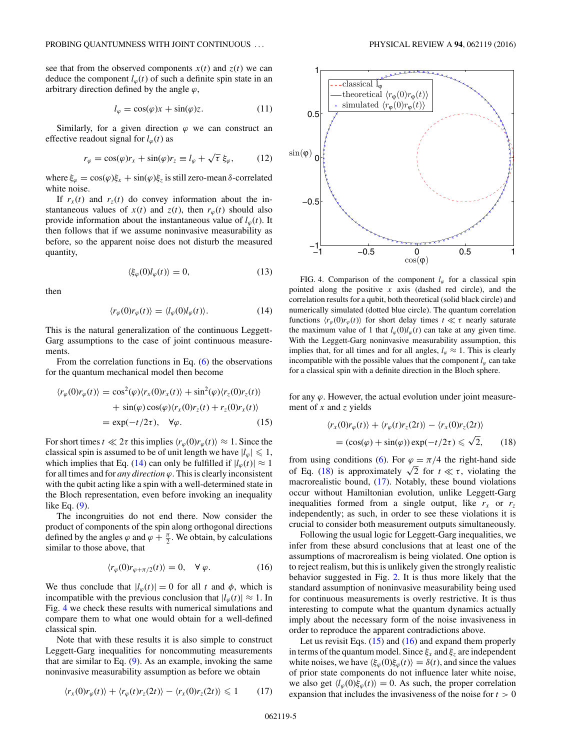see that from the observed components $x(t)$ and $z(t)$ we can deduce the component $l_\varphi(t)$ of such a definite spin state in an arbitrary direction defined by the angle $\varphi$,

$$l_\varphi = \cos(\varphi)x + \sin(\varphi)z. \tag{11}$$

Similarly, for a given direction $\varphi$ we can construct an effective readout signal for $l_\varphi(t)$ as

$$r_\varphi = \cos(\varphi)r_x + \sin(\varphi)r_z \equiv l_\varphi + \sqrt{\tau}\,\xi_\varphi, \tag{12}$$

where $\xi_\varphi = \cos(\varphi)\xi_x + \sin(\varphi)\xi_z$ is still zero-mean $\delta$-correlated white noise.

If $r_x(t)$ and $r_z(t)$ do convey information about the instantaneous values of $x(t)$ and $z(t)$, then $r_\varphi(t)$ should also provide information about the instantaneous value of $l_\varphi(t)$. It then follows that if we assume noninvasive measurability as before, so the apparent noise does not disturb the measured quantity,

$$\langle \xi_\varphi(0) l_\varphi(t)\rangle = 0, \tag{13}$$

then

$$\langle r_\varphi(0) r_\varphi(t)\rangle = \langle l_\varphi(0) l_\varphi(t)\rangle. \tag{14}$$

This is the natural generalization of the continuous Leggett-Garg assumptions to the case of joint continuous measurements.

From the correlation functions in Eq. (6) the observations for the quantum mechanical model then become

$$\begin{aligned}\langle r_\varphi(0) r_\varphi(t)\rangle &= \cos^2(\varphi)\langle r_x(0) r_x(t)\rangle + \sin^2(\varphi)\langle r_z(0) r_z(t)\rangle \\ &\quad + \sin(\varphi)\cos(\varphi)\langle r_x(0) r_z(t) + r_z(0) r_x(t)\rangle \\ &= \exp(-t/2\tau), \quad \forall \varphi. \end{aligned} \tag{15}$$

For short times $t \ll 2\tau$ this implies $\langle r_\varphi(0) r_\varphi(t)\rangle \approx 1$. Since the classical spin is assumed to be of unit length we have $|l_\varphi| \leqslant 1$, which implies that Eq. (14) can only be fulfilled if $|l_\varphi(t)| \approx 1$ for all times and for *any direction* $\varphi$. This is clearly inconsistent with the qubit acting like a spin with a well-determined state in the Bloch representation, even before invoking an inequality like Eq. (9).

The incongruities do not end there. Now consider the product of components of the spin along orthogonal directions defined by the angles $\varphi$ and $\varphi + \frac{\pi}{2}$. We obtain, by calculations similar to those above, that

$$\langle r_\varphi(0) r_{\varphi+\pi/2}(t)\rangle = 0, \quad \forall\, \varphi. \tag{16}$$

We thus conclude that $|l_\varphi(t)| = 0$ for all $t$ and $\phi$, which is incompatible with the previous conclusion that $|l_\varphi(t)| \approx 1$. In Fig. 4 we check these results with numerical simulations and compare them to what one would obtain for a well-defined classical spin.

Note that with these results it is also simple to construct Leggett-Garg inequalities for noncommuting measurements that are similar to Eq. (9). As an example, invoking the same noninvasive measurability assumption as before we obtain

$$\langle r_x(0) r_\varphi(t)\rangle + \langle r_\varphi(t) r_z(2t)\rangle - \langle r_x(0) r_z(2t)\rangle \leqslant 1 \tag{17}$$

FIG. 4. Comparison of the component $l_\varphi$ for a classical spin pointed along the positive $x$ axis (dashed red circle), and the correlation results for a qubit, both theoretical (solid black circle) and numerically simulated (dotted blue circle). The quantum correlation functions $\langle r_\varphi(0) r_\varphi(t)\rangle$ for short delay times $t \ll \tau$ nearly saturate the maximum value of 1 that $l_\varphi(0) l_\varphi(t)$ can take at any given time. With the Leggett-Garg noninvasive measurability assumption, this implies that, for all times and for all angles, $l_\varphi \approx 1$. This is clearly incompatible with the possible values that the component $l_\varphi$ can take for a classical spin with a definite direction in the Bloch sphere.

for any $\varphi$. However, the actual evolution under joint measurement of $x$ and $z$ yields

$$\begin{aligned}&\langle r_x(0) r_\varphi(t)\rangle + \langle r_\varphi(t) r_z(2t)\rangle - \langle r_x(0) r_z(2t)\rangle \\ &\quad = (\cos(\varphi) + \sin(\varphi))\exp(-t/2\tau) \leqslant \sqrt{2}, \end{aligned} \tag{18}$$

from using conditions (6). For $\varphi = \pi/4$ the right-hand side of Eq. (18) is approximately $\sqrt{2}$ for $t \ll \tau$, violating the macrorealistic bound, (17). Notably, these bound violations occur without Hamiltonian evolution, unlike Leggett-Garg inequalities formed from a single output, like $r_x$ or $r_z$ independently; as such, in order to see these violations it is crucial to consider both measurement outputs simultaneously.

Following the usual logic for Leggett-Garg inequalities, we infer from these absurd conclusions that at least one of the assumptions of macrorealism is being violated. One option is to reject realism, but this is unlikely given the strongly realistic behavior suggested in Fig. 2. It is thus more likely that the standard assumption of noninvasive measurability being used for continuous measurements is overly restrictive. It is thus interesting to compute what the quantum dynamics actually imply about the necessary form of the noise invasiveness in order to reproduce the apparent contradictions above.

Let us revisit Eqs. (15) and (16) and expand them properly in terms of the quantum model. Since $\xi_x$ and $\xi_z$ are independent white noises, we have $\langle \xi_\varphi(0)\xi_\varphi(t)\rangle = \delta(t)$, and since the values of prior state components do not influence later white noise, we also get $\langle l_\varphi(0)\xi_\varphi(t)\rangle = 0$. As such, the proper correlation expansion that includes the invasiveness of the noise for $t > 0$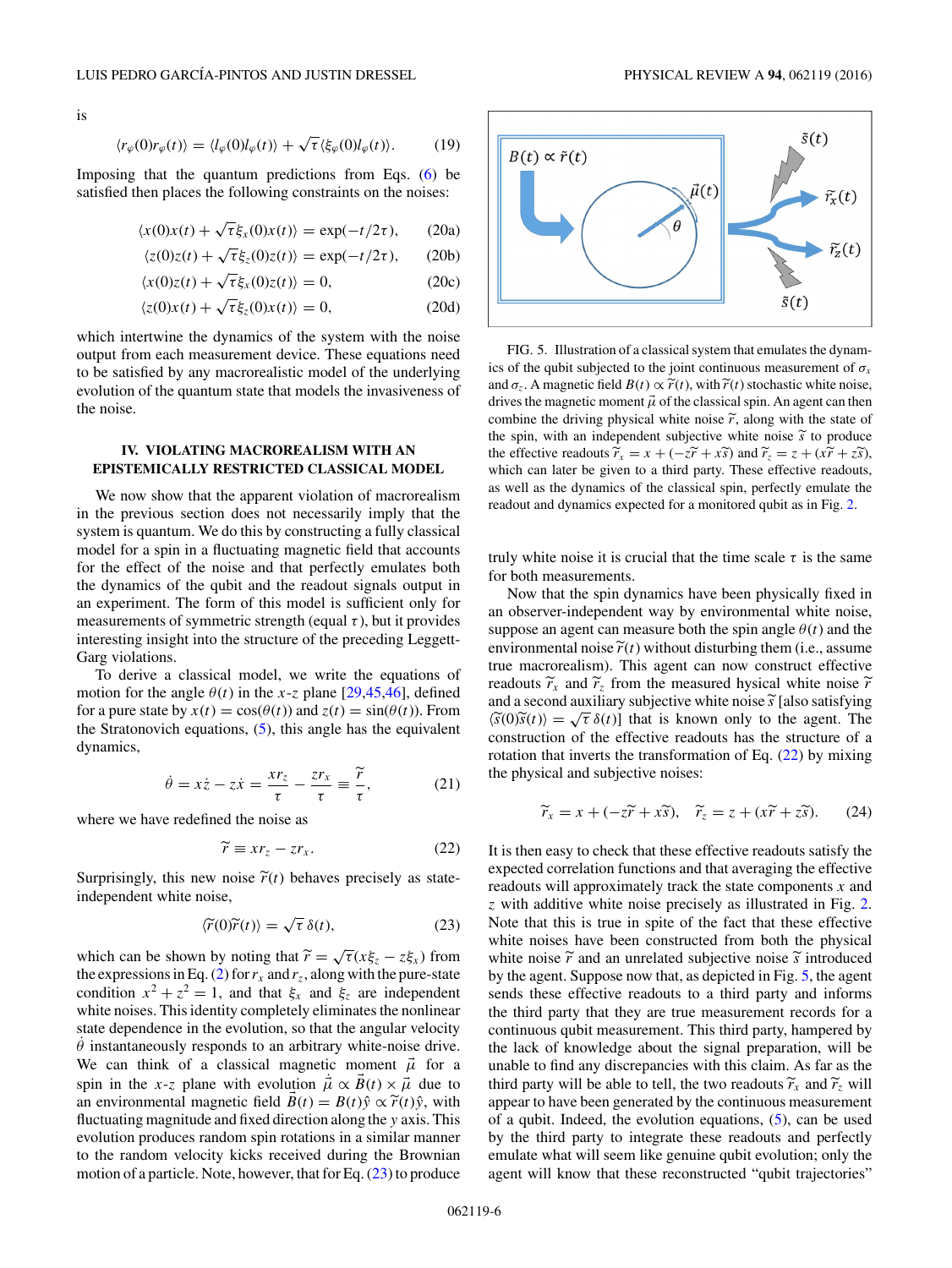is

$$\langle r_\varphi(0) r_\varphi(t)\rangle = \langle l_\varphi(0) l_\varphi(t)\rangle + \sqrt{\tau}\langle \xi_\varphi(0) l_\varphi(t)\rangle. \tag{19}$$

Imposing that the quantum predictions from Eqs. (6) be satisfied then places the following constraints on the noises:

$$\langle x(0)x(t) + \sqrt{\tau}\xi_x(0)x(t)\rangle = \exp(-t/2\tau), \tag{20a}$$

$$\langle z(0)z(t) + \sqrt{\tau}\xi_z(0)z(t)\rangle = \exp(-t/2\tau), \tag{20b}$$

$$\langle x(0)z(t) + \sqrt{\tau}\xi_x(0)z(t)\rangle = 0, \tag{20c}$$

$$\langle z(0)x(t) + \sqrt{\tau}\xi_z(0)x(t)\rangle = 0, \tag{20d}$$

which intertwine the dynamics of the system with the noise output from each measurement device. These equations need to be satisfied by any macrorealistic model of the underlying evolution of the quantum state that models the invasiveness of the noise.

## IV. VIOLATING MACROREALISM WITH AN EPISTEMICALLY RESTRICTED CLASSICAL MODEL

We now show that the apparent violation of macrorealism in the previous section does not necessarily imply that the system is quantum. We do this by constructing a fully classical model for a spin in a fluctuating magnetic field that accounts for the effect of the noise and that perfectly emulates both the dynamics of the qubit and the readout signals output in an experiment. The form of this model is sufficient only for measurements of symmetric strength (equal $\tau$), but it provides interesting insight into the structure of the preceding Leggett-Garg violations.

To derive a classical model, we write the equations of motion for the angle $\theta(t)$ in the $x$-$z$ plane [29,45,46], defined for a pure state by $x(t) = \cos(\theta(t))$ and $z(t) = \sin(\theta(t))$. From the Stratonovich equations, (5), this angle has the equivalent dynamics,

$$\dot{\theta} = x\dot{z} - z\dot{x} = \frac{x r_z}{\tau} - \frac{z r_x}{\tau} \equiv \frac{\tilde{r}}{\tau}, \tag{21}$$

where we have redefined the noise as

$$\tilde{r} \equiv x r_z - z r_x. \tag{22}$$

Surprisingly, this new noise $\tilde{r}(t)$ behaves precisely as state-independent white noise,

$$\langle \tilde{r}(0)\tilde{r}(t)\rangle = \sqrt{\tau}\,\delta(t), \tag{23}$$

which can be shown by noting that $\tilde{r} = \sqrt{\tau}(x\xi_z - z\xi_x)$ from the expressions in Eq. (2) for $r_x$ and $r_z$, along with the pure-state condition $x^2 + z^2 = 1$, and that $\xi_x$ and $\xi_z$ are independent white noises. This identity completely eliminates the nonlinear state dependence in the evolution, so that the angular velocity $\dot{\theta}$ instantaneously responds to an arbitrary white-noise drive. We can think of a classical magnetic moment $\vec{\mu}$ for a spin in the $x$-$z$ plane with evolution $\dot{\vec{\mu}} \propto \vec{B}(t) \times \vec{\mu}$ due to an environmental magnetic field $\vec{B}(t) = B(t)\hat{y} \propto \tilde{r}(t)\hat{y}$, with fluctuating magnitude and fixed direction along the $y$ axis. This evolution produces random spin rotations in a similar manner to the random velocity kicks received during the Brownian motion of a particle. Note, however, that for Eq. (23) to produce truly white noise it is crucial that the time scale $\tau$ is the same for both measurements.

FIG. 5. Illustration of a classical system that emulates the dynamics of the qubit subjected to the joint continuous measurement of $\sigma_x$ and $\sigma_z$. A magnetic field $B(t) \propto \tilde{r}(t)$, with $\tilde{r}(t)$ stochastic white noise, drives the magnetic moment $\vec{\mu}$ of the classical spin. An agent can then combine the driving physical white noise $\tilde{r}$, along with the state of the spin, with an independent subjective white noise $\tilde{s}$ to produce the effective readouts $\tilde{r}_x = x + (-z\tilde{r} + x\tilde{s})$ and $\tilde{r}_z = z + (x\tilde{r} + z\tilde{s})$, which can later be given to a third party. These effective readouts, as well as the dynamics of the classical spin, perfectly emulate the readout and dynamics expected for a monitored qubit as in Fig. 2.

Now that the spin dynamics have been physically fixed in an observer-independent way by environmental white noise, suppose an agent can measure both the spin angle $\theta(t)$ and the environmental noise $\tilde{r}(t)$ without disturbing them (i.e., assume true macrorealism). This agent can now construct effective readouts $\tilde{r}_x$ and $\tilde{r}_z$ from the measured hysical white noise $\tilde{r}$ and a second auxiliary subjective white noise $\tilde{s}$ [also satisfying $\langle \tilde{s}(0)\tilde{s}(t)\rangle = \sqrt{\tau}\,\delta(t)$] that is known only to the agent. The construction of the effective readouts has the structure of a rotation that inverts the transformation of Eq. (22) by mixing the physical and subjective noises:

$$\tilde{r}_x = x + (-z\tilde{r} + x\tilde{s}), \quad \tilde{r}_z = z + (x\tilde{r} + z\tilde{s}). \tag{24}$$

It is then easy to check that these effective readouts satisfy the expected correlation functions and that averaging the effective readouts will approximately track the state components $x$ and $z$ with additive white noise precisely as illustrated in Fig. 2. Note that this is true in spite of the fact that these effective white noises have been constructed from both the physical white noise $\tilde{r}$ and an unrelated subjective noise $\tilde{s}$ introduced by the agent. Suppose now that, as depicted in Fig. 5, the agent sends these effective readouts to a third party and informs the third party that they are true measurement records for a continuous qubit measurement. This third party, hampered by the lack of knowledge about the signal preparation, will be unable to find any discrepancies with this claim. As far as the third party will be able to tell, the two readouts $\tilde{r}_x$ and $\tilde{r}_z$ will appear to have been generated by the continuous measurement of a qubit. Indeed, the evolution equations, (5), can be used by the third party to integrate these readouts and perfectly emulate what will seem like genuine qubit evolution; only the agent will know that these reconstructed "qubit trajectories"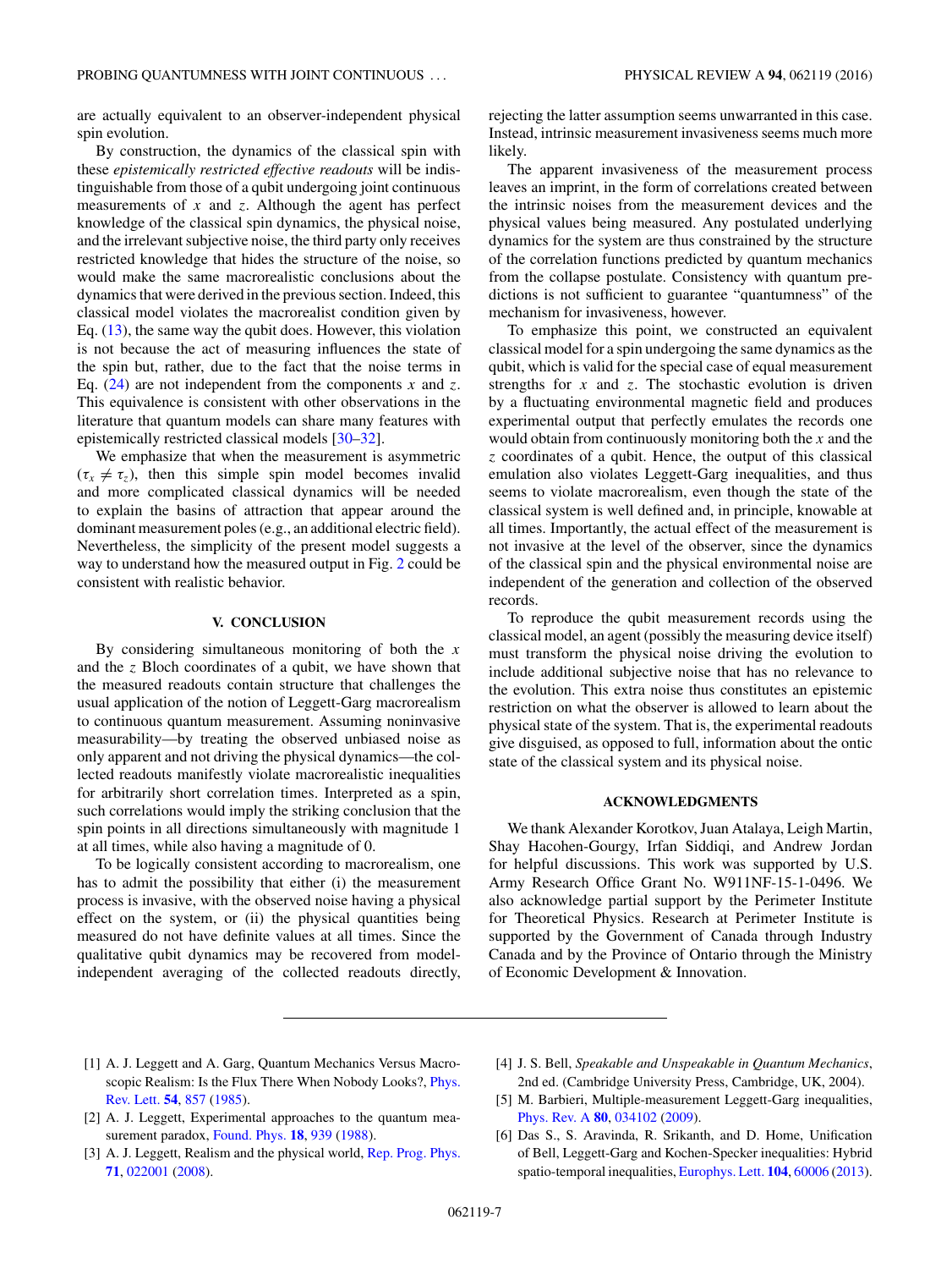are actually equivalent to an observer-independent physical spin evolution.

By construction, the dynamics of the classical spin with these *epistemically restricted effective readouts* will be indistinguishable from those of a qubit undergoing joint continuous measurements of $x$ and $z$. Although the agent has perfect knowledge of the classical spin dynamics, the physical noise, and the irrelevant subjective noise, the third party only receives restricted knowledge that hides the structure of the noise, so would make the same macrorealistic conclusions about the dynamics that were derived in the previous section. Indeed, this classical model violates the macrorealist condition given by Eq. (13), the same way the qubit does. However, this violation is not because the act of measuring influences the state of the spin but, rather, due to the fact that the noise terms in Eq. (24) are not independent from the components $x$ and $z$. This equivalence is consistent with other observations in the literature that quantum models can share many features with epistemically restricted classical models [30–32].

We emphasize that when the measurement is asymmetric ($\tau_x \neq \tau_z$), then this simple spin model becomes invalid and more complicated classical dynamics will be needed to explain the basins of attraction that appear around the dominant measurement poles (e.g., an additional electric field). Nevertheless, the simplicity of the present model suggests a way to understand how the measured output in Fig. 2 could be consistent with realistic behavior.

## V. CONCLUSION

By considering simultaneous monitoring of both the $x$ and the $z$ Bloch coordinates of a qubit, we have shown that the measured readouts contain structure that challenges the usual application of the notion of Leggett-Garg macrorealism to continuous quantum measurement. Assuming noninvasive measurability—by treating the observed unbiased noise as only apparent and not driving the physical dynamics—the collected readouts manifestly violate macrorealistic inequalities for arbitrarily short correlation times. Interpreted as a spin, such correlations would imply the striking conclusion that the spin points in all directions simultaneously with magnitude 1 at all times, while also having a magnitude of 0.

To be logically consistent according to macrorealism, one has to admit the possibility that either (i) the measurement process is invasive, with the observed noise having a physical effect on the system, or (ii) the physical quantities being measured do not have definite values at all times. Since the qualitative qubit dynamics may be recovered from model-independent averaging of the collected readouts directly, rejecting the latter assumption seems unwarranted in this case. Instead, intrinsic measurement invasiveness seems much more likely.

The apparent invasiveness of the measurement process leaves an imprint, in the form of correlations created between the intrinsic noises from the measurement devices and the physical values being measured. Any postulated underlying dynamics for the system are thus constrained by the structure of the correlation functions predicted by quantum mechanics from the collapse postulate. Consistency with quantum predictions is not sufficient to guarantee "quantumness" of the mechanism for invasiveness, however.

To emphasize this point, we constructed an equivalent classical model for a spin undergoing the same dynamics as the qubit, which is valid for the special case of equal measurement strengths for $x$ and $z$. The stochastic evolution is driven by a fluctuating environmental magnetic field and produces experimental output that perfectly emulates the records one would obtain from continuously monitoring both the $x$ and the $z$ coordinates of a qubit. Hence, the output of this classical emulation also violates Leggett-Garg inequalities, and thus seems to violate macrorealism, even though the state of the classical system is well defined and, in principle, knowable at all times. Importantly, the actual effect of the measurement is not invasive at the level of the observer, since the dynamics of the classical spin and the physical environmental noise are independent of the generation and collection of the observed records.

To reproduce the qubit measurement records using the classical model, an agent (possibly the measuring device itself) must transform the physical noise driving the evolution to include additional subjective noise that has no relevance to the evolution. This extra noise thus constitutes an epistemic restriction on what the observer is allowed to learn about the physical state of the system. That is, the experimental readouts give disguised, as opposed to full, information about the ontic state of the classical system and its physical noise.

## ACKNOWLEDGMENTS

We thank Alexander Korotkov, Juan Atalaya, Leigh Martin, Shay Hacohen-Gourgy, Irfan Siddiqi, and Andrew Jordan for helpful discussions. This work was supported by U.S. Army Research Office Grant No. W911NF-15-1-0496. We also acknowledge partial support by the Perimeter Institute for Theoretical Physics. Research at Perimeter Institute is supported by the Government of Canada through Industry Canada and by the Province of Ontario through the Ministry of Economic Development & Innovation.

---

[1] A. J. Leggett and A. Garg, Quantum Mechanics Versus Macroscopic Realism: Is the Flux There When Nobody Looks?, Phys. Rev. Lett. **54**, 857 (1985).

[2] A. J. Leggett, Experimental approaches to the quantum measurement paradox, Found. Phys. **18**, 939 (1988).

[3] A. J. Leggett, Realism and the physical world, Rep. Prog. Phys. **71**, 022001 (2008).

[4] J. S. Bell, *Speakable and Unspeakable in Quantum Mechanics*, 2nd ed. (Cambridge University Press, Cambridge, UK, 2004).

[5] M. Barbieri, Multiple-measurement Leggett-Garg inequalities, Phys. Rev. A **80**, 034102 (2009).

[6] Das S., S. Aravinda, R. Srikanth, and D. Home, Unification of Bell, Leggett-Garg and Kochen-Specker inequalities: Hybrid spatio-temporal inequalities, Europhys. Lett. **104**, 60006 (2013).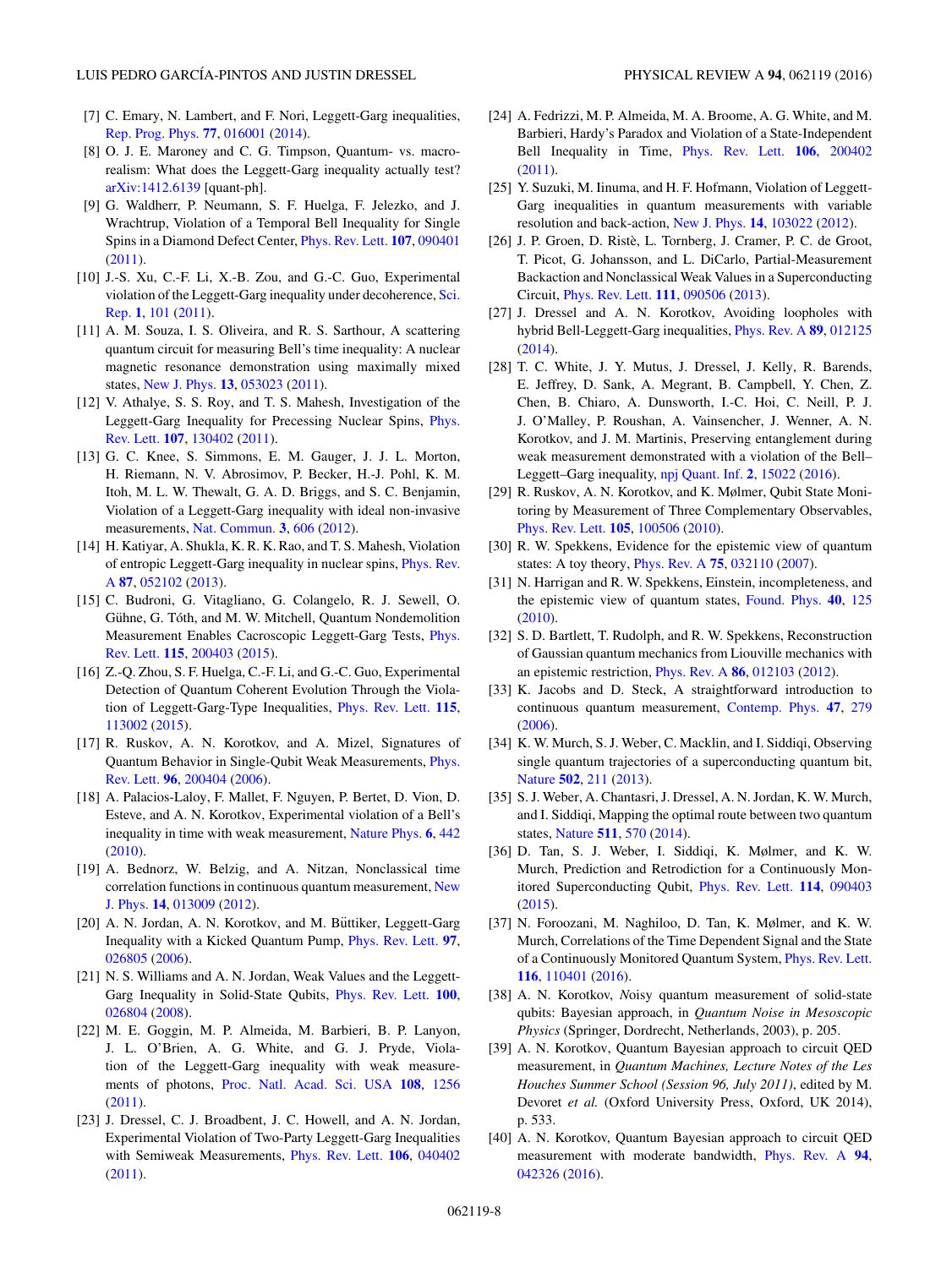[7] C. Emary, N. Lambert, and F. Nori, Leggett-Garg inequalities, Rep. Prog. Phys. **77**, 016001 (2014).

[8] O. J. E. Maroney and C. G. Timpson, Quantum- vs. macro-realism: What does the Leggett-Garg inequality actually test? arXiv:1412.6139 [quant-ph].

[9] G. Waldherr, P. Neumann, S. F. Huelga, F. Jelezko, and J. Wrachtrup, Violation of a Temporal Bell Inequality for Single Spins in a Diamond Defect Center, Phys. Rev. Lett. **107**, 090401 (2011).

[10] J.-S. Xu, C.-F. Li, X.-B. Zou, and G.-C. Guo, Experimental violation of the Leggett-Garg inequality under decoherence, Sci. Rep. **1**, 101 (2011).

[11] A. M. Souza, I. S. Oliveira, and R. S. Sarthour, A scattering quantum circuit for measuring Bell's time inequality: A nuclear magnetic resonance demonstration using maximally mixed states, New J. Phys. **13**, 053023 (2011).

[12] V. Athalye, S. S. Roy, and T. S. Mahesh, Investigation of the Leggett-Garg Inequality for Precessing Nuclear Spins, Phys. Rev. Lett. **107**, 130402 (2011).

[13] G. C. Knee, S. Simmons, E. M. Gauger, J. J. L. Morton, H. Riemann, N. V. Abrosimov, P. Becker, H.-J. Pohl, K. M. Itoh, M. L. W. Thewalt, G. A. D. Briggs, and S. C. Benjamin, Violation of a Leggett-Garg inequality with ideal non-invasive measurements, Nat. Commun. **3**, 606 (2012).

[14] H. Katiyar, A. Shukla, K. R. K. Rao, and T. S. Mahesh, Violation of entropic Leggett-Garg inequality in nuclear spins, Phys. Rev. A **87**, 052102 (2013).

[15] C. Budroni, G. Vitagliano, G. Colangelo, R. J. Sewell, O. Gühne, G. Tóth, and M. W. Mitchell, Quantum Nondemolition Measurement Enables Cacroscopic Leggett-Garg Tests, Phys. Rev. Lett. **115**, 200403 (2015).

[16] Z.-Q. Zhou, S. F. Huelga, C.-F. Li, and G.-C. Guo, Experimental Detection of Quantum Coherent Evolution Through the Violation of Leggett-Garg-Type Inequalities, Phys. Rev. Lett. **115**, 113002 (2015).

[17] R. Ruskov, A. N. Korotkov, and A. Mizel, Signatures of Quantum Behavior in Single-Qubit Weak Measurements, Phys. Rev. Lett. **96**, 200404 (2006).

[18] A. Palacios-Laloy, F. Mallet, F. Nguyen, P. Bertet, D. Vion, D. Esteve, and A. N. Korotkov, Experimental violation of a Bell's inequality in time with weak measurement, Nature Phys. **6**, 442 (2010).

[19] A. Bednorz, W. Belzig, and A. Nitzan, Nonclassical time correlation functions in continuous quantum measurement, New J. Phys. **14**, 013009 (2012).

[20] A. N. Jordan, A. N. Korotkov, and M. Büttiker, Leggett-Garg Inequality with a Kicked Quantum Pump, Phys. Rev. Lett. **97**, 026805 (2006).

[21] N. S. Williams and A. N. Jordan, Weak Values and the Leggett-Garg Inequality in Solid-State Qubits, Phys. Rev. Lett. **100**, 026804 (2008).

[22] M. E. Goggin, M. P. Almeida, M. Barbieri, B. P. Lanyon, J. L. O'Brien, A. G. White, and G. J. Pryde, Violation of the Leggett-Garg inequality with weak measurements of photons, Proc. Natl. Acad. Sci. USA **108**, 1256 (2011).

[23] J. Dressel, C. J. Broadbent, J. C. Howell, and A. N. Jordan, Experimental Violation of Two-Party Leggett-Garg Inequalities with Semiweak Measurements, Phys. Rev. Lett. **106**, 040402 (2011).

[24] A. Fedrizzi, M. P. Almeida, M. A. Broome, A. G. White, and M. Barbieri, Hardy's Paradox and Violation of a State-Independent Bell Inequality in Time, Phys. Rev. Lett. **106**, 200402 (2011).

[25] Y. Suzuki, M. Iinuma, and H. F. Hofmann, Violation of Leggett-Garg inequalities in quantum measurements with variable resolution and back-action, New J. Phys. **14**, 103022 (2012).

[26] J. P. Groen, D. Ristè, L. Tornberg, J. Cramer, P. C. de Groot, T. Picot, G. Johansson, and L. DiCarlo, Partial-Measurement Backaction and Nonclassical Weak Values in a Superconducting Circuit, Phys. Rev. Lett. **111**, 090506 (2013).

[27] J. Dressel and A. N. Korotkov, Avoiding loopholes with hybrid Bell-Leggett-Garg inequalities, Phys. Rev. A **89**, 012125 (2014).

[28] T. C. White, J. Y. Mutus, J. Dressel, J. Kelly, R. Barends, E. Jeffrey, D. Sank, A. Megrant, B. Campbell, Y. Chen, Z. Chen, B. Chiaro, A. Dunsworth, I.-C. Hoi, C. Neill, P. J. J. O'Malley, P. Roushan, A. Vainsencher, J. Wenner, A. N. Korotkov, and J. M. Martinis, Preserving entanglement during weak measurement demonstrated with a violation of the Bell–Leggett–Garg inequality, npj Quant. Inf. **2**, 15022 (2016).

[29] R. Ruskov, A. N. Korotkov, and K. Mølmer, Qubit State Monitoring by Measurement of Three Complementary Observables, Phys. Rev. Lett. **105**, 100506 (2010).

[30] R. W. Spekkens, Evidence for the epistemic view of quantum states: A toy theory, Phys. Rev. A **75**, 032110 (2007).

[31] N. Harrigan and R. W. Spekkens, Einstein, incompleteness, and the epistemic view of quantum states, Found. Phys. **40**, 125 (2010).

[32] S. D. Bartlett, T. Rudolph, and R. W. Spekkens, Reconstruction of Gaussian quantum mechanics from Liouville mechanics with an epistemic restriction, Phys. Rev. A **86**, 012103 (2012).

[33] K. Jacobs and D. Steck, A straightforward introduction to continuous quantum measurement, Contemp. Phys. **47**, 279 (2006).

[34] K. W. Murch, S. J. Weber, C. Macklin, and I. Siddiqi, Observing single quantum trajectories of a superconducting quantum bit, Nature **502**, 211 (2013).

[35] S. J. Weber, A. Chantasri, J. Dressel, A. N. Jordan, K. W. Murch, and I. Siddiqi, Mapping the optimal route between two quantum states, Nature **511**, 570 (2014).

[36] D. Tan, S. J. Weber, I. Siddiqi, K. Mølmer, and K. W. Murch, Prediction and Retrodiction for a Continuously Monitored Superconducting Qubit, Phys. Rev. Lett. **114**, 090403 (2015).

[37] N. Foroozani, M. Naghiloo, D. Tan, K. Mølmer, and K. W. Murch, Correlations of the Time Dependent Signal and the State of a Continuously Monitored Quantum System, Phys. Rev. Lett. **116**, 110401 (2016).

[38] A. N. Korotkov, *N*oisy quantum measurement of solid-state qubits: Bayesian approach, in *Quantum Noise in Mesoscopic Physics* (Springer, Dordrecht, Netherlands, 2003), p. 205.

[39] A. N. Korotkov, Quantum Bayesian approach to circuit QED measurement, in *Quantum Machines, Lecture Notes of the Les Houches Summer School (Session 96, July 2011)*, edited by M. Devoret *et al.* (Oxford University Press, Oxford, UK 2014), p. 533.

[40] A. N. Korotkov, Quantum Bayesian approach to circuit QED measurement with moderate bandwidth, Phys. Rev. A **94**, 042326 (2016).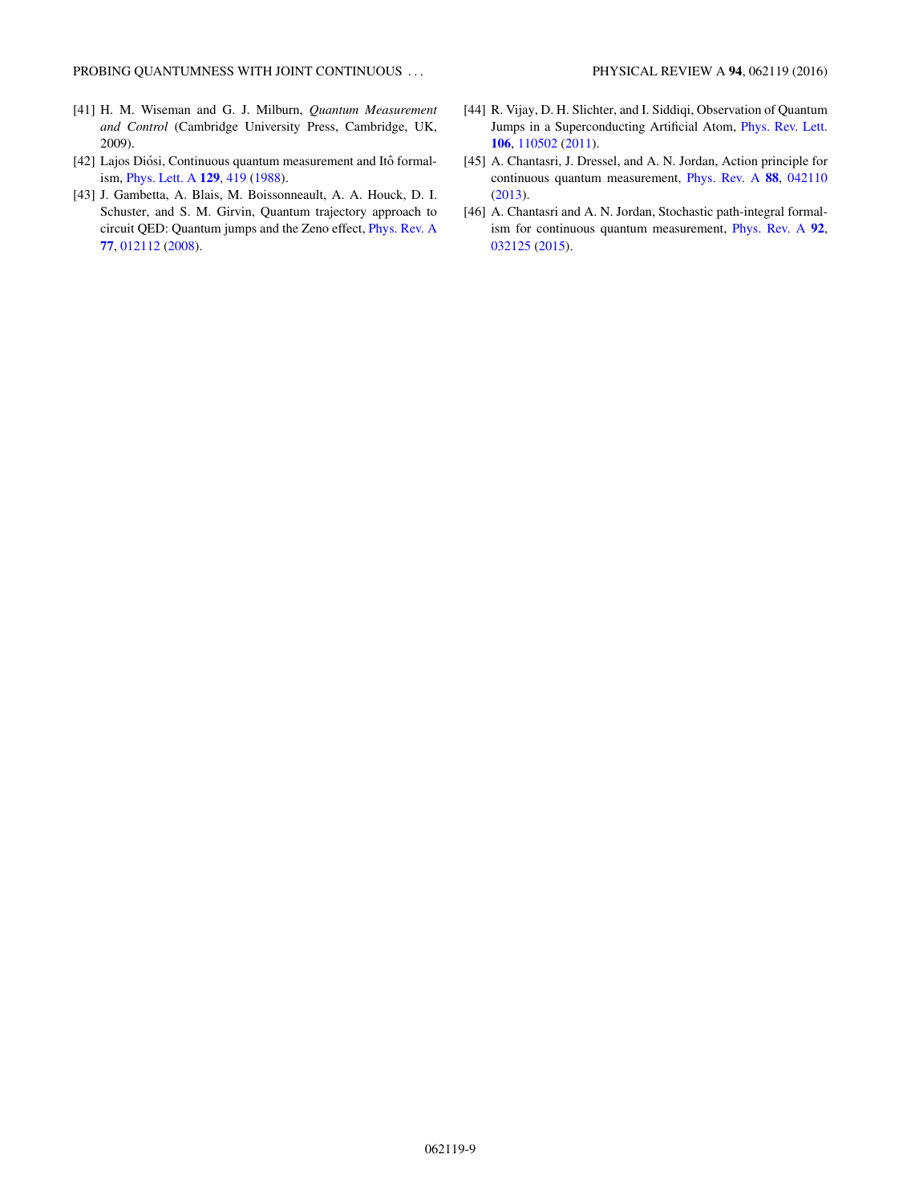[41] H. M. Wiseman and G. J. Milburn, *Quantum Measurement and Control* (Cambridge University Press, Cambridge, UK, 2009).

[42] Lajos Diósi, Continuous quantum measurement and Itô formalism, Phys. Lett. A **129**, 419 (1988).

[43] J. Gambetta, A. Blais, M. Boissonneault, A. A. Houck, D. I. Schuster, and S. M. Girvin, Quantum trajectory approach to circuit QED: Quantum jumps and the Zeno effect, Phys. Rev. A **77**, 012112 (2008).

[44] R. Vijay, D. H. Slichter, and I. Siddiqi, Observation of Quantum Jumps in a Superconducting Artificial Atom, Phys. Rev. Lett. **106**, 110502 (2011).

[45] A. Chantasri, J. Dressel, and A. N. Jordan, Action principle for continuous quantum measurement, Phys. Rev. A **88**, 042110 (2013).

[46] A. Chantasri and A. N. Jordan, Stochastic path-integral formalism for continuous quantum measurement, Phys. Rev. A **92**, 032125 (2015).